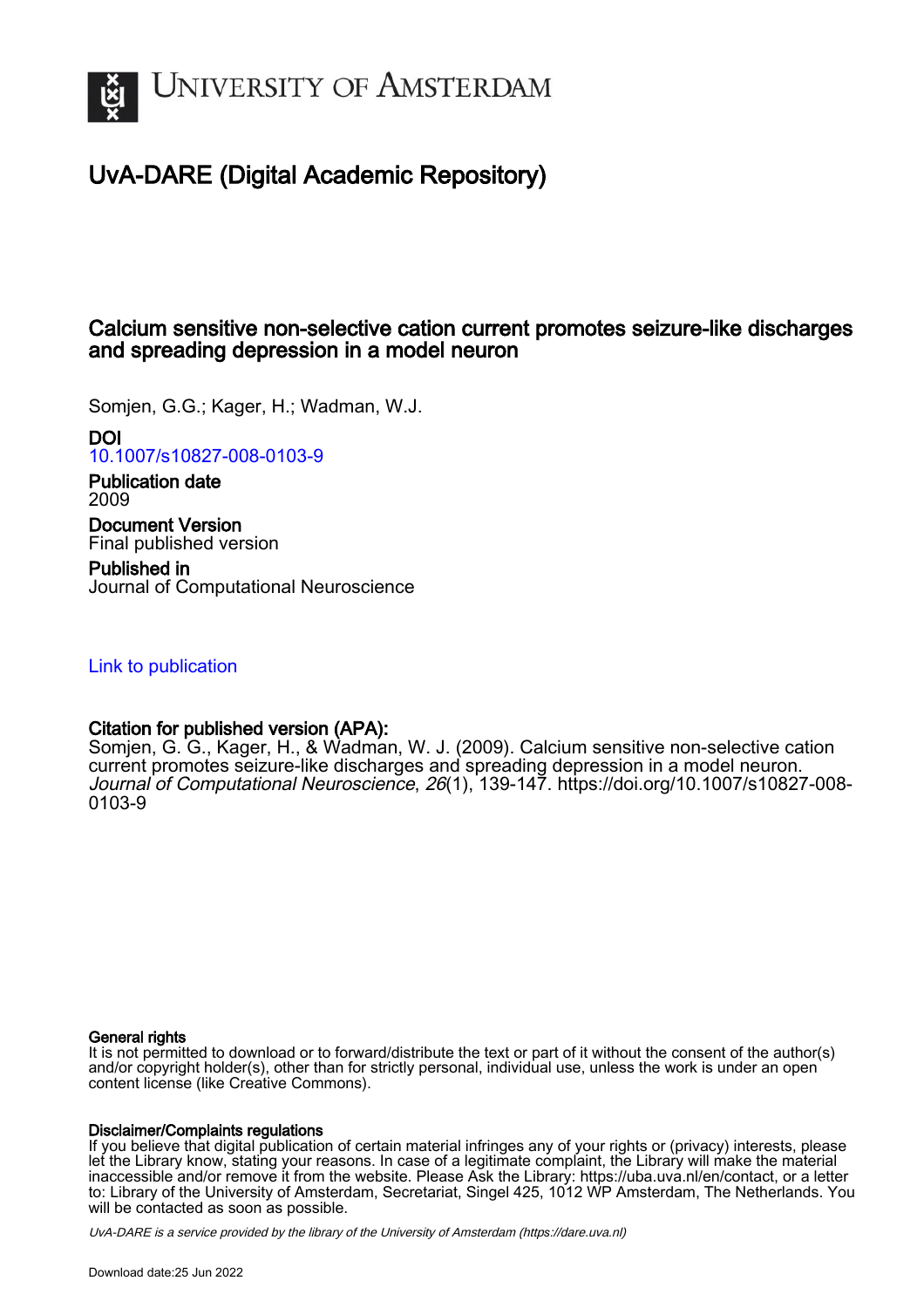# University of Amsterdam

## UvA-DARE (Digital Academic Repository)

# Calcium sensitive non-selective cation current promotes seizure-like discharges and spreading depression in a model neuron

Somjen, G.G.; Kager, H.; Wadman, W.J.

**DOI**
10.1007/s10827-008-0103-9

**Publication date**
2009

**Document Version**
Final published version

**Published in**
Journal of Computational Neuroscience

Link to publication

**Citation for published version (APA):**
Somjen, G. G., Kager, H., & Wadman, W. J. (2009). Calcium sensitive non-selective cation current promotes seizure-like discharges and spreading depression in a model neuron. *Journal of Computational Neuroscience*, *26*(1), 139-147. https://doi.org/10.1007/s10827-008-0103-9

**General rights**
It is not permitted to download or to forward/distribute the text or part of it without the consent of the author(s) and/or copyright holder(s), other than for strictly personal, individual use, unless the work is under an open content license (like Creative Commons).

**Disclaimer/Complaints regulations**
If you believe that digital publication of certain material infringes any of your rights or (privacy) interests, please let the Library know, stating your reasons. In case of a legitimate complaint, the Library will make the material inaccessible and/or remove it from the website. Please Ask the Library: https://uba.uva.nl/en/contact, or a letter to: Library of the University of Amsterdam, Secretariat, Singel 425, 1012 WP Amsterdam, The Netherlands. You will be contacted as soon as possible.

*UvA-DARE is a service provided by the library of the University of Amsterdam (https://dare.uva.nl)*

Download date:25 Jun 2022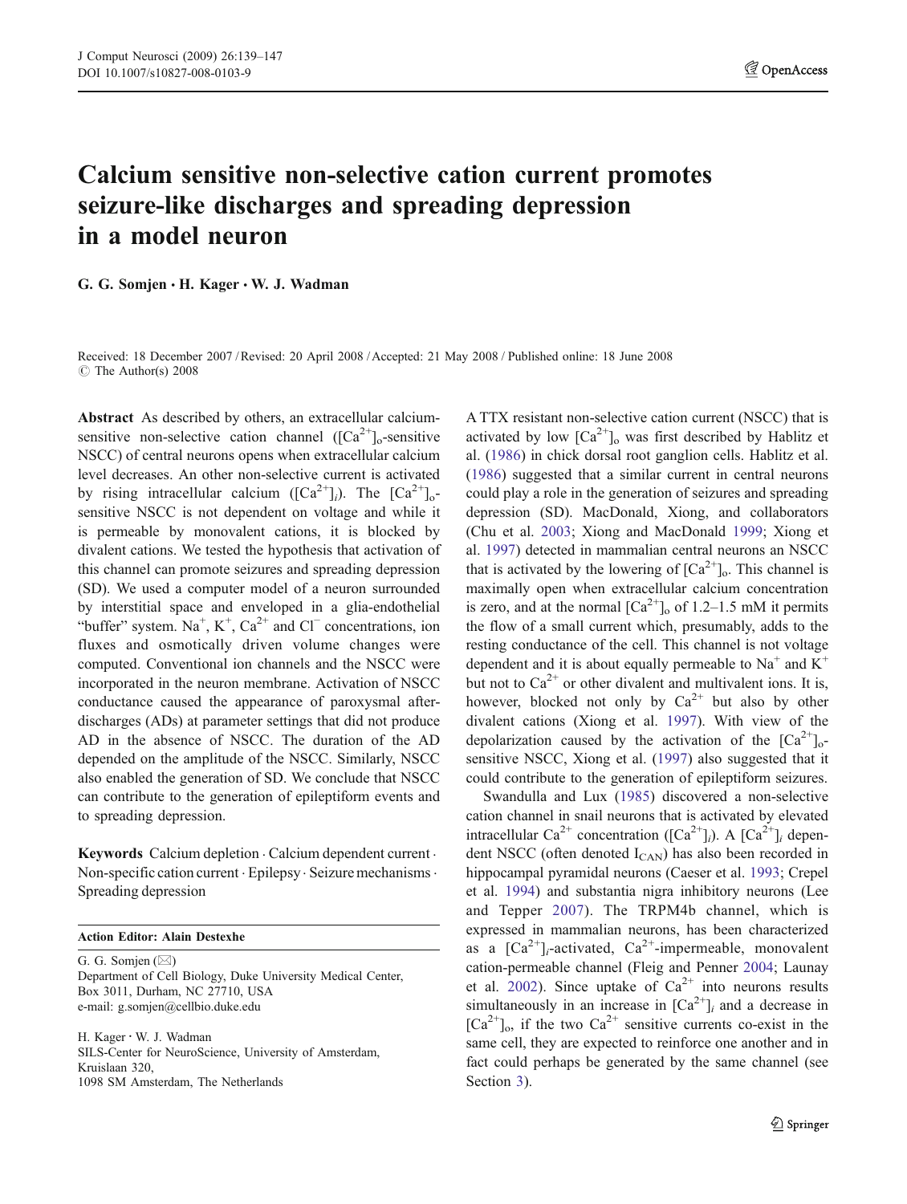# Calcium sensitive non-selective cation current promotes seizure-like discharges and spreading depression in a model neuron

**G. G. Somjen · H. Kager · W. J. Wadman**

Received: 18 December 2007 / Revised: 20 April 2008 / Accepted: 21 May 2008 / Published online: 18 June 2008
© The Author(s) 2008

**Abstract** As described by others, an extracellular calcium-sensitive non-selective cation channel ($[Ca^{2+}]_o$-sensitive NSCC) of central neurons opens when extracellular calcium level decreases. An other non-selective current is activated by rising intracellular calcium ($[Ca^{2+}]_i$). The $[Ca^{2+}]_o$-sensitive NSCC is not dependent on voltage and while it is permeable by monovalent cations, it is blocked by divalent cations. We tested the hypothesis that activation of this channel can promote seizures and spreading depression (SD). We used a computer model of a neuron surrounded by interstitial space and enveloped in a glia-endothelial "buffer" system. $Na^+$, $K^+$, $Ca^{2+}$ and $Cl^-$ concentrations, ion fluxes and osmotically driven volume changes were computed. Conventional ion channels and the NSCC were incorporated in the neuron membrane. Activation of NSCC conductance caused the appearance of paroxysmal after-discharges (ADs) at parameter settings that did not produce AD in the absence of NSCC. The duration of the AD depended on the amplitude of the NSCC. Similarly, NSCC also enabled the generation of SD. We conclude that NSCC can contribute to the generation of epileptiform events and to spreading depression.

**Keywords** Calcium depletion · Calcium dependent current · Non-specific cation current · Epilepsy · Seizure mechanisms · Spreading depression

**Action Editor: Alain Destexhe**

G. G. Somjen (✉)
Department of Cell Biology, Duke University Medical Center, Box 3011, Durham, NC 27710, USA
e-mail: g.somjen@cellbio.duke.edu

H. Kager · W. J. Wadman
SILS-Center for NeuroScience, University of Amsterdam, Kruislaan 320, 1098 SM Amsterdam, The Netherlands

A TTX resistant non-selective cation current (NSCC) that is activated by low $[Ca^{2+}]_o$ was first described by Hablitz et al. (1986) in chick dorsal root ganglion cells. Hablitz et al. (1986) suggested that a similar current in central neurons could play a role in the generation of seizures and spreading depression (SD). MacDonald, Xiong, and collaborators (Chu et al. 2003; Xiong and MacDonald 1999; Xiong et al. 1997) detected in mammalian central neurons an NSCC that is activated by the lowering of $[Ca^{2+}]_o$. This channel is maximally open when extracellular calcium concentration is zero, and at the normal $[Ca^{2+}]_o$ of 1.2–1.5 mM it permits the flow of a small current which, presumably, adds to the resting conductance of the cell. This channel is not voltage dependent and it is about equally permeable to $Na^+$ and $K^+$ but not to $Ca^{2+}$ or other divalent and multivalent ions. It is, however, blocked not only by $Ca^{2+}$ but also by other divalent cations (Xiong et al. 1997). With view of the depolarization caused by the activation of the $[Ca^{2+}]_o$-sensitive NSCC, Xiong et al. (1997) also suggested that it could contribute to the generation of epileptiform seizures.

Swandulla and Lux (1985) discovered a non-selective cation channel in snail neurons that is activated by elevated intracellular $Ca^{2+}$ concentration ($[Ca^{2+}]_i$). A $[Ca^{2+}]_i$ dependent NSCC (often denoted $I_{CAN}$) has also been recorded in hippocampal pyramidal neurons (Caeser et al. 1993; Crepel et al. 1994) and substantia nigra inhibitory neurons (Lee and Tepper 2007). The TRPM4b channel, which is expressed in mammalian neurons, has been characterized as a $[Ca^{2+}]_i$-activated, $Ca^{2+}$-impermeable, monovalent cation-permeable channel (Fleig and Penner 2004; Launay et al. 2002). Since uptake of $Ca^{2+}$ into neurons results simultaneously in an increase in $[Ca^{2+}]_i$ and a decrease in $[Ca^{2+}]_o$, if the two $Ca^{2+}$ sensitive currents co-exist in the same cell, they are expected to reinforce one another and in fact could perhaps be generated by the same channel (see Section 3).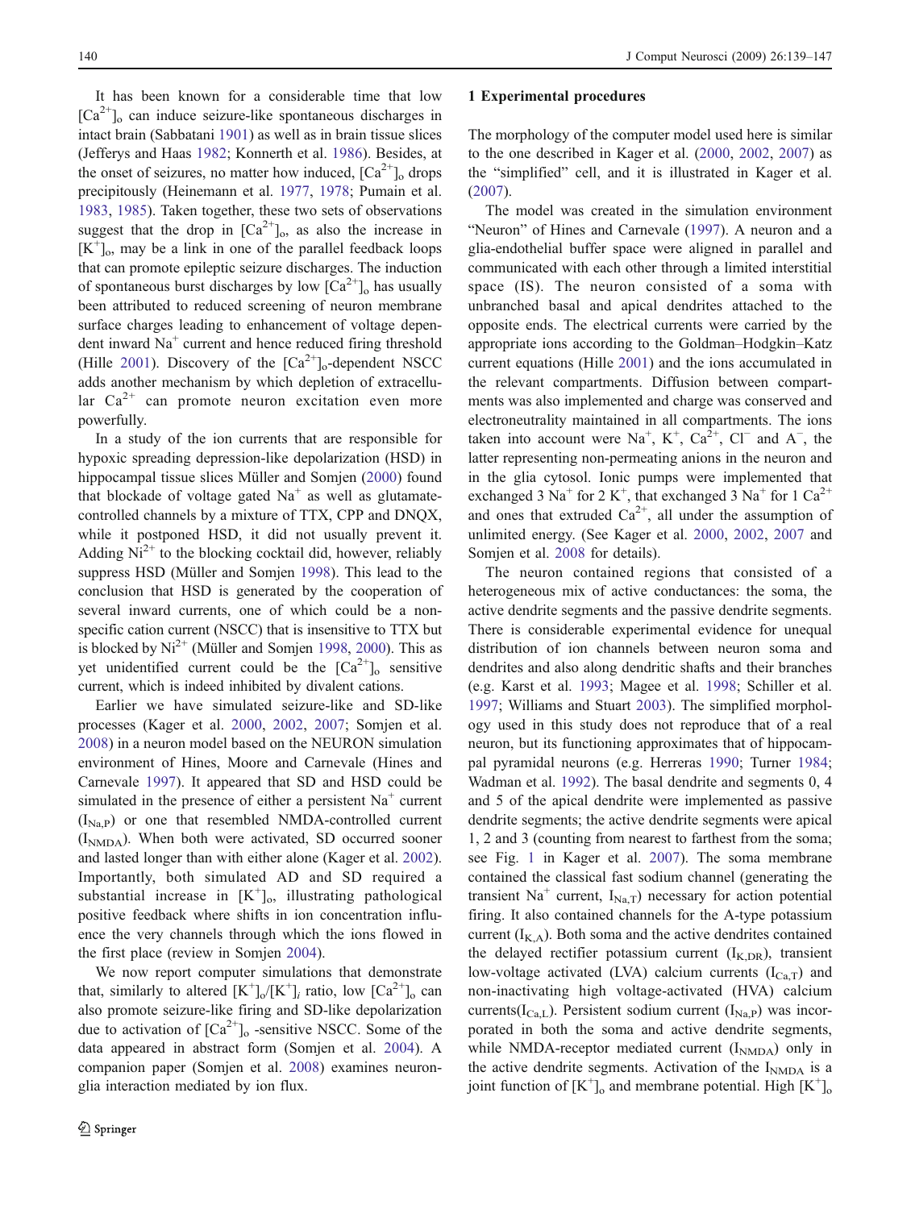It has been known for a considerable time that low $[Ca^{2+}]_o$ can induce seizure-like spontaneous discharges in intact brain (Sabbatani 1901) as well as in brain tissue slices (Jefferys and Haas 1982; Konnerth et al. 1986). Besides, at the onset of seizures, no matter how induced, $[Ca^{2+}]_o$ drops precipitously (Heinemann et al. 1977, 1978; Pumain et al. 1983, 1985). Taken together, these two sets of observations suggest that the drop in $[Ca^{2+}]_o$, as also the increase in $[K^+]_o$, may be a link in one of the parallel feedback loops that can promote epileptic seizure discharges. The induction of spontaneous burst discharges by low $[Ca^{2+}]_o$ has usually been attributed to reduced screening of neuron membrane surface charges leading to enhancement of voltage dependent inward $Na^+$ current and hence reduced firing threshold (Hille 2001). Discovery of the $[Ca^{2+}]_o$-dependent NSCC adds another mechanism by which depletion of extracellular $Ca^{2+}$ can promote neuron excitation even more powerfully.

In a study of the ion currents that are responsible for hypoxic spreading depression-like depolarization (HSD) in hippocampal tissue slices Müller and Somjen (2000) found that blockade of voltage gated $Na^+$ as well as glutamate-controlled channels by a mixture of TTX, CPP and DNQX, while it postponed HSD, it did not usually prevent it. Adding $Ni^{2+}$ to the blocking cocktail did, however, reliably suppress HSD (Müller and Somjen 1998). This lead to the conclusion that HSD is generated by the cooperation of several inward currents, one of which could be a non-specific cation current (NSCC) that is insensitive to TTX but is blocked by $Ni^{2+}$ (Müller and Somjen 1998, 2000). This as yet unidentified current could be the $[Ca^{2+}]_o$ sensitive current, which is indeed inhibited by divalent cations.

Earlier we have simulated seizure-like and SD-like processes (Kager et al. 2000, 2002, 2007; Somjen et al. 2008) in a neuron model based on the NEURON simulation environment of Hines, Moore and Carnevale (Hines and Carnevale 1997). It appeared that SD and HSD could be simulated in the presence of either a persistent $Na^+$ current ($I_{Na,P}$) or one that resembled NMDA-controlled current ($I_{NMDA}$). When both were activated, SD occurred sooner and lasted longer than with either alone (Kager et al. 2002). Importantly, both simulated AD and SD required a substantial increase in $[K^+]_o$, illustrating pathological positive feedback where shifts in ion concentration influence the very channels through which the ions flowed in the first place (review in Somjen 2004).

We now report computer simulations that demonstrate that, similarly to altered $[K^+]_o/[K^+]_i$ ratio, low $[Ca^{2+}]_o$ can also promote seizure-like firing and SD-like depolarization due to activation of $[Ca^{2+}]_o$ -sensitive NSCC. Some of the data appeared in abstract form (Somjen et al. 2004). A companion paper (Somjen et al. 2008) examines neuron-glia interaction mediated by ion flux.

## 1 Experimental procedures

The morphology of the computer model used here is similar to the one described in Kager et al. (2000, 2002, 2007) as the "simplified" cell, and it is illustrated in Kager et al. (2007).

The model was created in the simulation environment "Neuron" of Hines and Carnevale (1997). A neuron and a glia-endothelial buffer space were aligned in parallel and communicated with each other through a limited interstitial space (IS). The neuron consisted of a soma with unbranched basal and apical dendrites attached to the opposite ends. The electrical currents were carried by the appropriate ions according to the Goldman–Hodgkin–Katz current equations (Hille 2001) and the ions accumulated in the relevant compartments. Diffusion between compartments was also implemented and charge was conserved and electroneutrality maintained in all compartments. The ions taken into account were $Na^+$, $K^+$, $Ca^{2+}$, $Cl^-$ and $A^-$, the latter representing non-permeating anions in the neuron and in the glia cytosol. Ionic pumps were implemented that exchanged 3 $Na^+$ for 2 $K^+$, that exchanged 3 $Na^+$ for 1 $Ca^{2+}$ and ones that extruded $Ca^{2+}$, all under the assumption of unlimited energy. (See Kager et al. 2000, 2002, 2007 and Somjen et al. 2008 for details).

The neuron contained regions that consisted of a heterogeneous mix of active conductances: the soma, the active dendrite segments and the passive dendrite segments. There is considerable experimental evidence for unequal distribution of ion channels between neuron soma and dendrites and also along dendritic shafts and their branches (e.g. Karst et al. 1993; Magee et al. 1998; Schiller et al. 1997; Williams and Stuart 2003). The simplified morphology used in this study does not reproduce that of a real neuron, but its functioning approximates that of hippocampal pyramidal neurons (e.g. Herreras 1990; Turner 1984; Wadman et al. 1992). The basal dendrite and segments 0, 4 and 5 of the apical dendrite were implemented as passive dendrite segments; the active dendrite segments were apical 1, 2 and 3 (counting from nearest to farthest from the soma; see Fig. 1 in Kager et al. 2007). The soma membrane contained the classical fast sodium channel (generating the transient $Na^+$ current, $I_{Na,T}$) necessary for action potential firing. It also contained channels for the A-type potassium current ($I_{K,A}$). Both soma and the active dendrites contained the delayed rectifier potassium current ($I_{K,DR}$), transient low-voltage activated (LVA) calcium currents ($I_{Ca,T}$) and non-inactivating high voltage-activated (HVA) calcium currents($I_{Ca,L}$). Persistent sodium current ($I_{Na,P}$) was incorporated in both the soma and active dendrite segments, while NMDA-receptor mediated current ($I_{NMDA}$) only in the active dendrite segments. Activation of the $I_{NMDA}$ is a joint function of $[K^+]_o$ and membrane potential. High $[K^+]_o$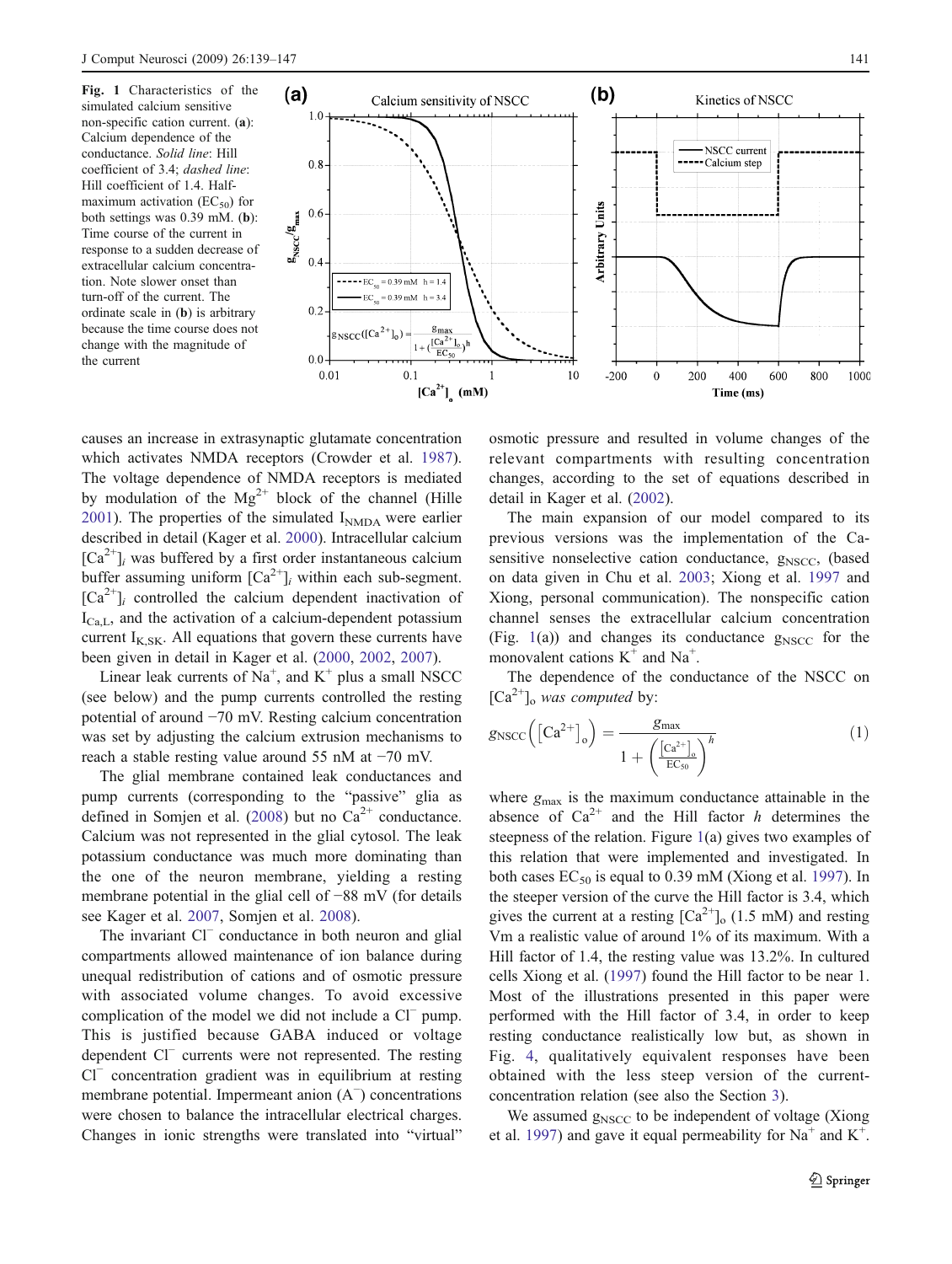Fig. 1 Characteristics of the simulated calcium sensitive non-specific cation current. (**a**): Calcium dependence of the conductance. *Solid line*: Hill coefficient of 3.4; *dashed line*: Hill coefficient of 1.4. Half-maximum activation ($EC_{50}$) for both settings was 0.39 mM. (**b**): Time course of the current in response to a sudden decrease of extracellular calcium concentration. Note slower onset than turn-off of the current. The ordinate scale in (**b**) is arbitrary because the time course does not change with the magnitude of the current

causes an increase in extrasynaptic glutamate concentration which activates NMDA receptors (Crowder et al. 1987). The voltage dependence of NMDA receptors is mediated by modulation of the $Mg^{2+}$ block of the channel (Hille 2001). The properties of the simulated $I_{NMDA}$ were earlier described in detail (Kager et al. 2000). Intracellular calcium $[Ca^{2+}]_i$ was buffered by a first order instantaneous calcium buffer assuming uniform $[Ca^{2+}]_i$ within each sub-segment. $[Ca^{2+}]_i$ controlled the calcium dependent inactivation of $I_{Ca,L}$, and the activation of a calcium-dependent potassium current $I_{K,SK}$. All equations that govern these currents have been given in detail in Kager et al. (2000, 2002, 2007).

Linear leak currents of $Na^+$, and $K^+$ plus a small NSCC (see below) and the pump currents controlled the resting potential of around −70 mV. Resting calcium concentration was set by adjusting the calcium extrusion mechanisms to reach a stable resting value around 55 nM at −70 mV.

The glial membrane contained leak conductances and pump currents (corresponding to the "passive" glia as defined in Somjen et al. (2008) but no $Ca^{2+}$ conductance. Calcium was not represented in the glial cytosol. The leak potassium conductance was much more dominating than the one of the neuron membrane, yielding a resting membrane potential in the glial cell of −88 mV (for details see Kager et al. 2007, Somjen et al. 2008).

The invariant $Cl^-$ conductance in both neuron and glial compartments allowed maintenance of ion balance during unequal redistribution of cations and of osmotic pressure with associated volume changes. To avoid excessive complication of the model we did not include a $Cl^-$ pump. This is justified because GABA induced or voltage dependent $Cl^-$ currents were not represented. The resting $Cl^-$ concentration gradient was in equilibrium at resting membrane potential. Impermeant anion ($A^-$) concentrations were chosen to balance the intracellular electrical charges. Changes in ionic strengths were translated into "virtual" osmotic pressure and resulted in volume changes of the relevant compartments with resulting concentration changes, according to the set of equations described in detail in Kager et al. (2002).

The main expansion of our model compared to its previous versions was the implementation of the Ca-sensitive nonselective cation conductance, $g_{NSCC}$, (based on data given in Chu et al. 2003; Xiong et al. 1997 and Xiong, personal communication). The nonspecific cation channel senses the extracellular calcium concentration (Fig. 1(a)) and changes its conductance $g_{NSCC}$ for the monovalent cations $K^+$ and $Na^+$.

The dependence of the conductance of the NSCC on $[Ca^{2+}]_o$ *was computed* by:

$$g_{NSCC}\left(\left[Ca^{2+}\right]_o\right) = \frac{g_{max}}{1 + \left(\frac{\left[Ca^{2+}\right]_o}{EC_{50}}\right)^h} \tag{1}$$

where $g_{max}$ is the maximum conductance attainable in the absence of $Ca^{2+}$ and the Hill factor $h$ determines the steepness of the relation. Figure 1(a) gives two examples of this relation that were implemented and investigated. In both cases $EC_{50}$ is equal to 0.39 mM (Xiong et al. 1997). In the steeper version of the curve the Hill factor is 3.4, which gives the current at a resting $[Ca^{2+}]_o$ (1.5 mM) and resting Vm a realistic value of around 1% of its maximum. With a Hill factor of 1.4, the resting value was 13.2%. In cultured cells Xiong et al. (1997) found the Hill factor to be near 1. Most of the illustrations presented in this paper were performed with the Hill factor of 3.4, in order to keep resting conductance realistically low but, as shown in Fig. 4, qualitatively equivalent responses have been obtained with the less steep version of the current-concentration relation (see also the Section 3).

We assumed $g_{NSCC}$ to be independent of voltage (Xiong et al. 1997) and gave it equal permeability for $Na^+$ and $K^+$.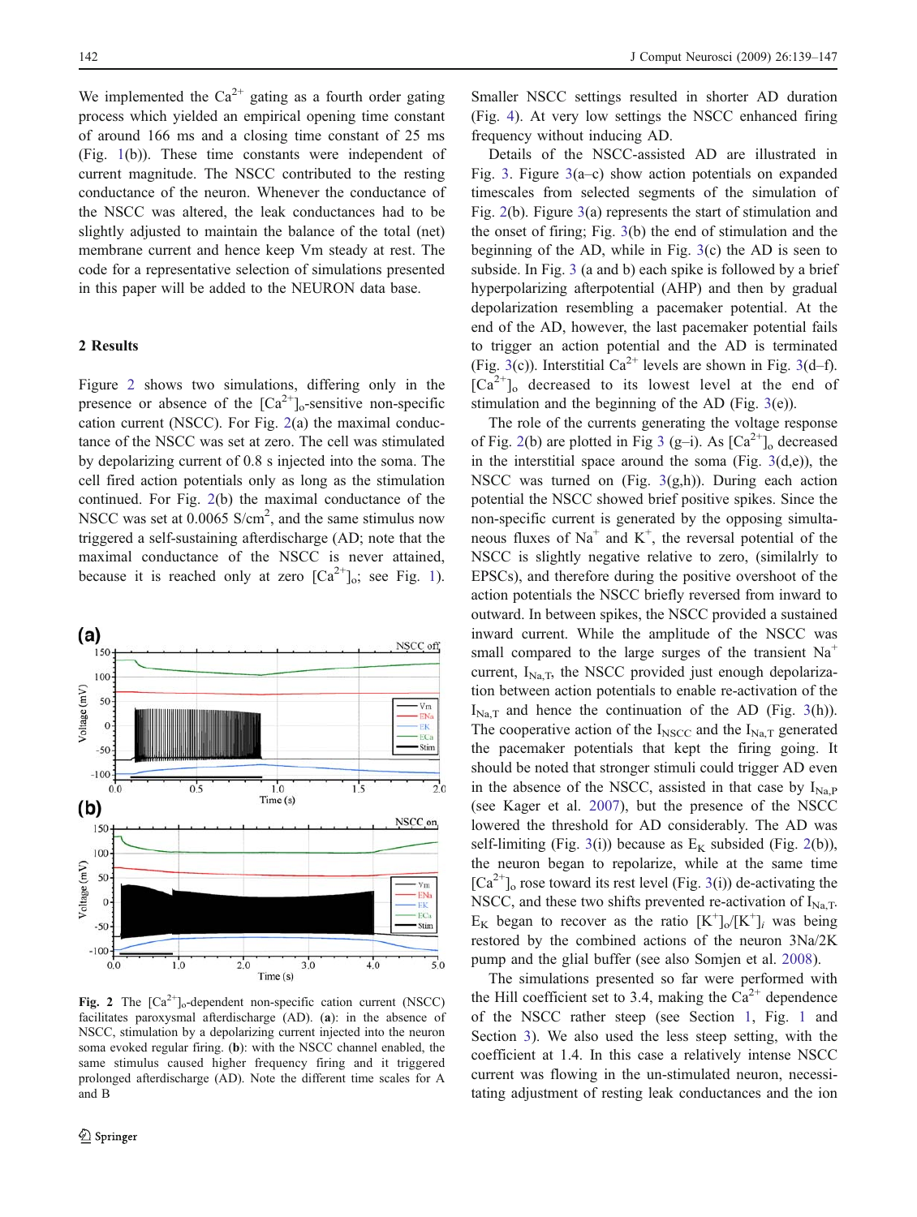We implemented the $Ca^{2+}$ gating as a fourth order gating process which yielded an empirical opening time constant of around 166 ms and a closing time constant of 25 ms (Fig. 1(b)). These time constants were independent of current magnitude. The NSCC contributed to the resting conductance of the neuron. Whenever the conductance of the NSCC was altered, the leak conductances had to be slightly adjusted to maintain the balance of the total (net) membrane current and hence keep Vm steady at rest. The code for a representative selection of simulations presented in this paper will be added to the NEURON data base.

## 2 Results

Figure 2 shows two simulations, differing only in the presence or absence of the $[Ca^{2+}]_o$-sensitive non-specific cation current (NSCC). For Fig. 2(a) the maximal conductance of the NSCC was set at zero. The cell was stimulated by depolarizing current of 0.8 s injected into the soma. The cell fired action potentials only as long as the stimulation continued. For Fig. 2(b) the maximal conductance of the NSCC was set at 0.0065 S/cm$^2$, and the same stimulus now triggered a self-sustaining afterdischarge (AD; note that the maximal conductance of the NSCC is never attained, because it is reached only at zero $[Ca^{2+}]_o$; see Fig. 1).

Fig. 2 The $[Ca^{2+}]_o$-dependent non-specific cation current (NSCC) facilitates paroxysmal afterdischarge (AD). (**a**): in the absence of NSCC, stimulation by a depolarizing current injected into the neuron soma evoked regular firing. (**b**): with the NSCC channel enabled, the same stimulus caused higher frequency firing and it triggered prolonged afterdischarge (AD). Note the different time scales for A and B

Smaller NSCC settings resulted in shorter AD duration (Fig. 4). At very low settings the NSCC enhanced firing frequency without inducing AD.

Details of the NSCC-assisted AD are illustrated in Fig. 3. Figure 3(a–c) show action potentials on expanded timescales from selected segments of the simulation of Fig. 2(b). Figure 3(a) represents the start of stimulation and the onset of firing; Fig. 3(b) the end of stimulation and the beginning of the AD, while in Fig. 3(c) the AD is seen to subside. In Fig. 3 (a and b) each spike is followed by a brief hyperpolarizing afterpotential (AHP) and then by gradual depolarization resembling a pacemaker potential. At the end of the AD, however, the last pacemaker potential fails to trigger an action potential and the AD is terminated (Fig. 3(c)). Interstitial $Ca^{2+}$ levels are shown in Fig. 3(d–f). $[Ca^{2+}]_o$ decreased to its lowest level at the end of stimulation and the beginning of the AD (Fig. 3(e)).

The role of the currents generating the voltage response of Fig. 2(b) are plotted in Fig 3 (g–i). As $[Ca^{2+}]_o$ decreased in the interstitial space around the soma (Fig. 3(d,e)), the NSCC was turned on (Fig. 3(g,h)). During each action potential the NSCC showed brief positive spikes. Since the non-specific current is generated by the opposing simultaneous fluxes of $Na^+$ and $K^+$, the reversal potential of the NSCC is slightly negative relative to zero, (similalrly to EPSCs), and therefore during the positive overshoot of the action potentials the NSCC briefly reversed from inward to outward. In between spikes, the NSCC provided a sustained inward current. While the amplitude of the NSCC was small compared to the large surges of the transient $Na^+$ current, $I_{Na,T}$, the NSCC provided just enough depolarization between action potentials to enable re-activation of the $I_{Na,T}$ and hence the continuation of the AD (Fig. 3(h)). The cooperative action of the $I_{NSCC}$ and the $I_{Na,T}$ generated the pacemaker potentials that kept the firing going. It should be noted that stronger stimuli could trigger AD even in the absence of the NSCC, assisted in that case by $I_{Na,P}$ (see Kager et al. 2007), but the presence of the NSCC lowered the threshold for AD considerably. The AD was self-limiting (Fig. 3(i)) because as $E_K$ subsided (Fig. 2(b)), the neuron began to repolarize, while at the same time $[Ca^{2+}]_o$ rose toward its rest level (Fig. 3(i)) de-activating the NSCC, and these two shifts prevented re-activation of $I_{Na,T}$. $E_K$ began to recover as the ratio $[K^+]_o/[K^+]_i$ was being restored by the combined actions of the neuron 3Na/2K pump and the glial buffer (see also Somjen et al. 2008).

The simulations presented so far were performed with the Hill coefficient set to 3.4, making the $Ca^{2+}$ dependence of the NSCC rather steep (see Section 1, Fig. 1 and Section 3). We also used the less steep setting, with the coefficient at 1.4. In this case a relatively intense NSCC current was flowing in the un-stimulated neuron, necessitating adjustment of resting leak conductances and the ion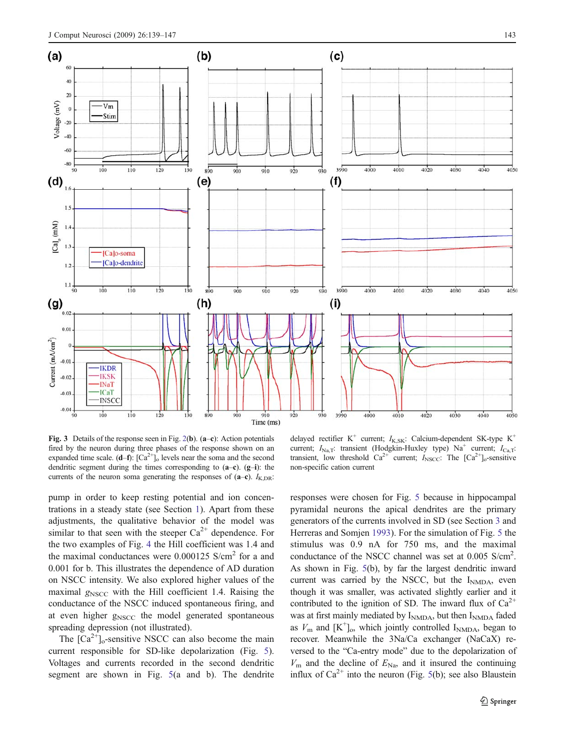**Fig. 3** Details of the response seen in Fig. 2(b). (**a**–**c**): Action potentials fired by the neuron during three phases of the response shown on an expanded time scale. (**d**–**f**): $[Ca^{2+}]_o$ levels near the soma and the second dendritic segment during the times corresponding to (**a**–**c**). (**g**–**i**): the currents of the neuron soma generating the responses of (**a**–**c**). $I_{K,DR}$: delayed rectifier $K^+$ current; $I_{K,SK}$: Calcium-dependent SK-type $K^+$ current; $I_{Na,T}$: transient (Hodgkin-Huxley type) $Na^+$ current; $I_{Ca,T}$: transient, low threshold $Ca^{2+}$ current; $I_{NSCC}$: The $[Ca^{2+}]_o$-sensitive non-specific cation current

pump in order to keep resting potential and ion concentrations in a steady state (see Section 1). Apart from these adjustments, the qualitative behavior of the model was similar to that seen with the steeper $Ca^{2+}$ dependence. For the two examples of Fig. 4 the Hill coefficient was 1.4 and the maximal conductances were 0.000125 S/cm$^2$ for a and 0.001 for b. This illustrates the dependence of AD duration on NSCC intensity. We also explored higher values of the maximal $g_{NSCC}$ with the Hill coefficient 1.4. Raising the conductance of the NSCC induced spontaneous firing, and at even higher $g_{NSCC}$ the model generated spontaneous spreading depression (not illustrated).

The $[Ca^{2+}]_o$-sensitive NSCC can also become the main current responsible for SD-like depolarization (Fig. 5). Voltages and currents recorded in the second dendritic segment are shown in Fig. 5(a and b). The dendrite responses were chosen for Fig. 5 because in hippocampal pyramidal neurons the apical dendrites are the primary generators of the currents involved in SD (see Section 3 and Herreras and Somjen 1993). For the simulation of Fig. 5 the stimulus was 0.9 nA for 750 ms, and the maximal conductance of the NSCC channel was set at 0.005 S/cm$^2$. As shown in Fig. 5(b), by far the largest dendritic inward current was carried by the NSCC, but the $I_{NMDA}$, even though it was smaller, was activated slightly earlier and it contributed to the ignition of SD. The inward flux of $Ca^{2+}$ was at first mainly mediated by $I_{NMDA}$, but then $I_{NMDA}$ faded as $V_m$ and $[K^+]_o$, which jointly controlled $I_{NMDA}$, began to recover. Meanwhile the 3Na/Ca exchanger (NaCaX) reversed to the "Ca-entry mode" due to the depolarization of $V_m$ and the decline of $E_{Na}$, and it insured the continuing influx of $Ca^{2+}$ into the neuron (Fig. 5(b); see also Blaustein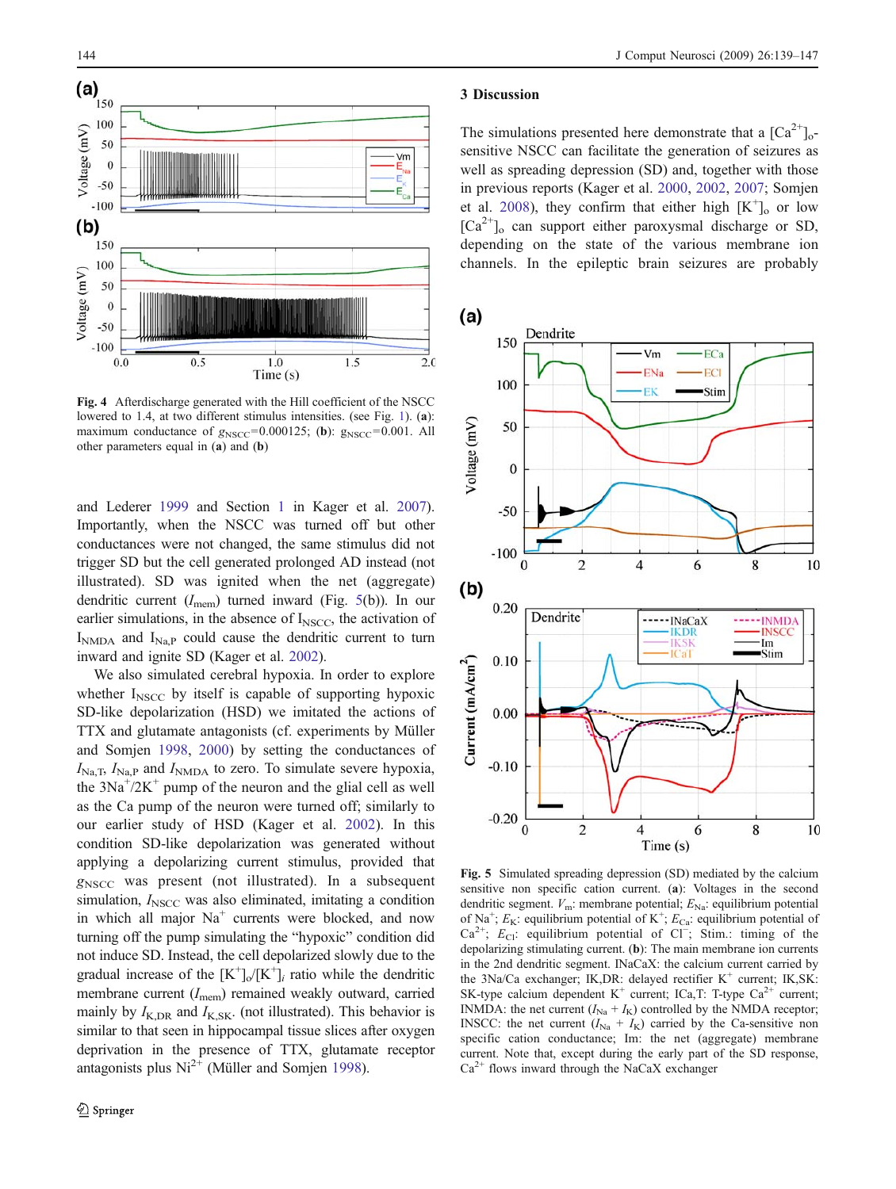Fig. 4 Afterdischarge generated with the Hill coefficient of the NSCC lowered to 1.4, at two different stimulus intensities. (see Fig. 1). (**a**): maximum conductance of $g_{NSCC}$=0.000125; (**b**): $g_{NSCC}$=0.001. All other parameters equal in (**a**) and (**b**)

and Lederer 1999 and Section 1 in Kager et al. 2007). Importantly, when the NSCC was turned off but other conductances were not changed, the same stimulus did not trigger SD but the cell generated prolonged AD instead (not illustrated). SD was ignited when the net (aggregate) dendritic current ($I_{mem}$) turned inward (Fig. 5(b)). In our earlier simulations, in the absence of $I_{NSCC}$, the activation of $I_{NMDA}$ and $I_{Na,P}$ could cause the dendritic current to turn inward and ignite SD (Kager et al. 2002).

We also simulated cerebral hypoxia. In order to explore whether $I_{NSCC}$ by itself is capable of supporting hypoxic SD-like depolarization (HSD) we imitated the actions of TTX and glutamate antagonists (cf. experiments by Müller and Somjen 1998, 2000) by setting the conductances of $I_{Na,T}$, $I_{Na,P}$ and $I_{NMDA}$ to zero. To simulate severe hypoxia, the $3Na^+/2K^+$ pump of the neuron and the glial cell as well as the Ca pump of the neuron were turned off; similarly to our earlier study of HSD (Kager et al. 2002). In this condition SD-like depolarization was generated without applying a depolarizing current stimulus, provided that $g_{NSCC}$ was present (not illustrated). In a subsequent simulation, $I_{NSCC}$ was also eliminated, imitating a condition in which all major $Na^+$ currents were blocked, and now turning off the pump simulating the "hypoxic" condition did not induce SD. Instead, the cell depolarized slowly due to the gradual increase of the $[K^+]_o/[K^+]_i$ ratio while the dendritic membrane current ($I_{mem}$) remained weakly outward, carried mainly by $I_{K,DR}$ and $I_{K,SK}$. (not illustrated). This behavior is similar to that seen in hippocampal tissue slices after oxygen deprivation in the presence of TTX, glutamate receptor antagonists plus $Ni^{2+}$ (Müller and Somjen 1998).

## 3 Discussion

The simulations presented here demonstrate that a $[Ca^{2+}]_o$-sensitive NSCC can facilitate the generation of seizures as well as spreading depression (SD) and, together with those in previous reports (Kager et al. 2000, 2002, 2007; Somjen et al. 2008), they confirm that either high $[K^+]_o$ or low $[Ca^{2+}]_o$ can support either paroxysmal discharge or SD, depending on the state of the various membrane ion channels. In the epileptic brain seizures are probably

Fig. 5 Simulated spreading depression (SD) mediated by the calcium sensitive non specific cation current. (**a**): Voltages in the second dendritic segment. $V_m$: membrane potential; $E_{Na}$: equilibrium potential of $Na^+$; $E_K$: equilibrium potential of $K^+$; $E_{Ca}$: equilibrium potential of $Ca^{2+}$; $E_{Cl}$: equilibrium potential of $Cl^-$; Stim.: timing of the depolarizing stimulating current. (**b**): The main membrane ion currents in the 2nd dendritic segment. INaCaX: the calcium current carried by the 3Na/Ca exchanger; IK,DR: delayed rectifier $K^+$ current; IK,SK: SK-type calcium dependent $K^+$ current; ICa,T: T-type $Ca^{2+}$ current; INMDA: the net current ($I_{Na}$ + $I_K$) controlled by the NMDA receptor; INSCC: the net current ($I_{Na}$ + $I_K$) carried by the Ca-sensitive non specific cation conductance; Im: the net (aggregate) membrane current. Note that, except during the early part of the SD response, $Ca^{2+}$ flows inward through the NaCaX exchanger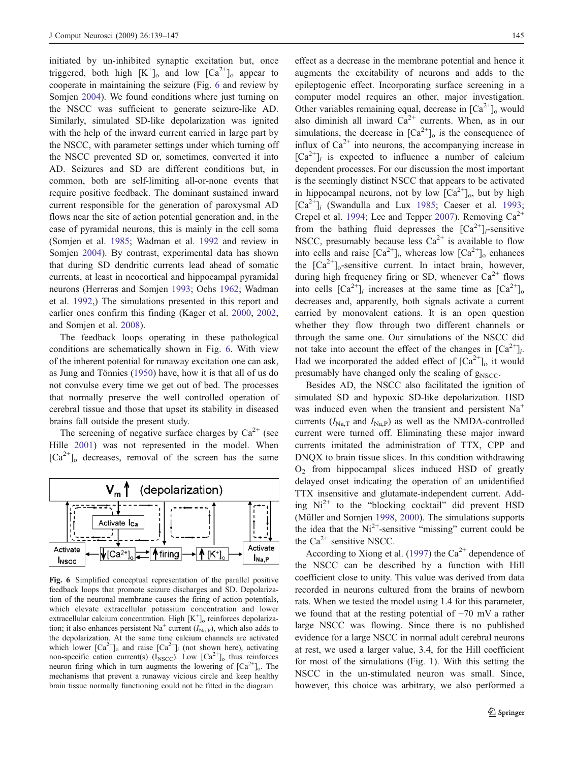initiated by un-inhibited synaptic excitation but, once triggered, both high $[K^+]_o$ and low $[Ca^{2+}]_o$ appear to cooperate in maintaining the seizure (Fig. 6 and review by Somjen 2004). We found conditions where just turning on the NSCC was sufficient to generate seizure-like AD. Similarly, simulated SD-like depolarization was ignited with the help of the inward current carried in large part by the NSCC, with parameter settings under which turning off the NSCC prevented SD or, sometimes, converted it into AD. Seizures and SD are different conditions but, in common, both are self-limiting all-or-none events that require positive feedback. The dominant sustained inward current responsible for the generation of paroxysmal AD flows near the site of action potential generation and, in the case of pyramidal neurons, this is mainly in the cell soma (Somjen et al. 1985; Wadman et al. 1992 and review in Somjen 2004). By contrast, experimental data has shown that during SD dendritic currents lead ahead of somatic currents, at least in neocortical and hippocampal pyramidal neurons (Herreras and Somjen 1993; Ochs 1962; Wadman et al. 1992,) The simulations presented in this report and earlier ones confirm this finding (Kager et al. 2000, 2002, and Somjen et al. 2008).

The feedback loops operating in these pathological conditions are schematically shown in Fig. 6. With view of the inherent potential for runaway excitation one can ask, as Jung and Tönnies (1950) have, how it is that all of us do not convulse every time we get out of bed. The processes that normally preserve the well controlled operation of cerebral tissue and those that upset its stability in diseased brains fall outside the present study.

The screening of negative surface charges by $Ca^{2+}$ (see Hille 2001) was not represented in the model. When $[Ca^{2+}]_o$ decreases, removal of the screen has the same effect as a decrease in the membrane potential and hence it augments the excitability of neurons and adds to the epileptogenic effect. Incorporating surface screening in a computer model requires an other, major investigation. Other variables remaining equal, decrease in $[Ca^{2+}]_o$ would also diminish all inward $Ca^{2+}$ currents. When, as in our simulations, the decrease in $[Ca^{2+}]_o$ is the consequence of influx of $Ca^{2+}$ into neurons, the accompanying increase in $[Ca^{2+}]_i$ is expected to influence a number of calcium dependent processes. For our discussion the most important is the seemingly distinct NSCC that appears to be activated in hippocampal neurons, not by low $[Ca^{2+}]_o$, but by high $[Ca^{2+}]_i$ (Swandulla and Lux 1985; Caeser et al. 1993; Crepel et al. 1994; Lee and Tepper 2007). Removing $Ca^{2+}$ from the bathing fluid depresses the $[Ca^{2+}]_i$-sensitive NSCC, presumably because less $Ca^{2+}$ is available to flow into cells and raise $[Ca^{2+}]_i$, whereas low $[Ca^{2+}]_o$ enhances the $[Ca^{2+}]_o$-sensitive current. In intact brain, however, during high frequency firing or SD, whenever $Ca^{2+}$ flows into cells $[Ca^{2+}]_i$ increases at the same time as $[Ca^{2+}]_o$ decreases and, apparently, both signals activate a current carried by monovalent cations. It is an open question whether they flow through two different channels or through the same one. Our simulations of the NSCC did not take into account the effect of the changes in $[Ca^{2+}]_i$. Had we incorporated the added effect of $[Ca^{2+}]_i$, it would presumably have changed only the scaling of $g_{NSCC}$.

Fig. 6 Simplified conceptual representation of the parallel positive feedback loops that promote seizure discharges and SD. Depolarization of the neuronal membrane causes the firing of action potentials, which elevate extracellular potassium concentration and lower extracellular calcium concentration. High $[K^+]_o$ reinforces depolarization; it also enhances persistent $Na^+$ current ($I_{Na,P}$), which also adds to the depolarization. At the same time calcium channels are activated which lower $[Ca^{2+}]_o$ and raise $[Ca^{2+}]_i$ (not shown here), activating non-specific cation current(s) ($I_{NSCC}$). Low $[Ca^{2+}]_o$ thus reinforces neuron firing which in turn augments the lowering of $[Ca^{2+}]_o$. The mechanisms that prevent a runaway vicious circle and keep healthy brain tissue normally functioning could not be fitted in the diagram

Besides AD, the NSCC also facilitated the ignition of simulated SD and hypoxic SD-like depolarization. HSD was induced even when the transient and persistent $Na^+$ currents ($I_{Na,T}$ and $I_{Na,P}$) as well as the NMDA-controlled current were turned off. Eliminating these major inward currents imitated the administration of TTX, CPP and DNQX to brain tissue slices. In this condition withdrawing $O_2$ from hippocampal slices induced HSD of greatly delayed onset indicating the operation of an unidentified TTX insensitive and glutamate-independent current. Adding $Ni^{2+}$ to the "blocking cocktail" did prevent HSD (Müller and Somjen 1998, 2000). The simulations supports the idea that the $Ni^{2+}$-sensitive "missing" current could be the $Ca^{2+}$ sensitive NSCC.

According to Xiong et al. (1997) the $Ca^{2+}$ dependence of the NSCC can be described by a function with Hill coefficient close to unity. This value was derived from data recorded in neurons cultured from the brains of newborn rats. When we tested the model using 1.4 for this parameter, we found that at the resting potential of −70 mV a rather large NSCC was flowing. Since there is no published evidence for a large NSCC in normal adult cerebral neurons at rest, we used a larger value, 3.4, for the Hill coefficient for most of the simulations (Fig. 1). With this setting the NSCC in the un-stimulated neuron was small. Since, however, this choice was arbitrary, we also performed a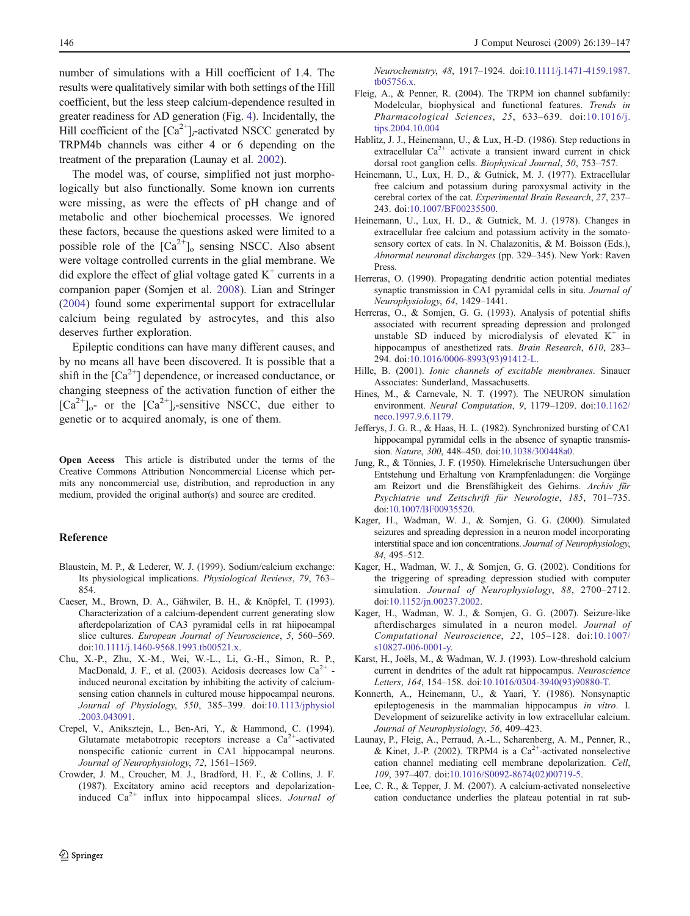number of simulations with a Hill coefficient of 1.4. The results were qualitatively similar with both settings of the Hill coefficient, but the less steep calcium-dependence resulted in greater readiness for AD generation (Fig. 4). Incidentally, the Hill coefficient of the $[Ca^{2+}]_i$-activated NSCC generated by TRPM4b channels was either 4 or 6 depending on the treatment of the preparation (Launay et al. 2002).

The model was, of course, simplified not just morphologically but also functionally. Some known ion currents were missing, as were the effects of pH change and of metabolic and other biochemical processes. We ignored these factors, because the questions asked were limited to a possible role of the $[Ca^{2+}]_o$ sensing NSCC. Also absent were voltage controlled currents in the glial membrane. We did explore the effect of glial voltage gated $K^+$ currents in a companion paper (Somjen et al. 2008). Lian and Stringer (2004) found some experimental support for extracellular calcium being regulated by astrocytes, and this also deserves further exploration.

Epileptic conditions can have many different causes, and by no means all have been discovered. It is possible that a shift in the $[Ca^{2+}]$ dependence, or increased conductance, or changing steepness of the activation function of either the $[Ca^{2+}]_o$- or the $[Ca^{2+}]_i$-sensitive NSCC, due either to genetic or to acquired anomaly, is one of them.

**Open Access** This article is distributed under the terms of the Creative Commons Attribution Noncommercial License which permits any noncommercial use, distribution, and reproduction in any medium, provided the original author(s) and source are credited.

## Reference

Blaustein, M. P., & Lederer, W. J. (1999). Sodium/calcium exchange: Its physiological implications. *Physiological Reviews*, *79*, 763–854.

Caeser, M., Brown, D. A., Gähwiler, B. H., & Knöpfel, T. (1993). Characterization of a calcium-dependent current generating slow afterdepolarization of CA3 pyramidal cells in rat hiipocampal slice cultures. *European Journal of Neuroscience*, *5*, 560–569. doi:10.1111/j.1460-9568.1993.tb00521.x.

Chu, X.-P., Zhu, X.-M., Wei, W.-L., Li, G.-H., Simon, R. P., MacDonald, J. F., et al. (2003). Acidosis decreases low $Ca^{2+}$ -induced neuronal excitation by inhibiting the activity of calcium-sensing cation channels in cultured mouse hippocampal neurons. *Journal of Physiology*, *550*, 385–399. doi:10.1113/jphysiol.2003.043091.

Crepel, V., Aniksztejn, L., Ben-Ari, Y., & Hammond, C. (1994). Glutamate metabotropic receptors increase a $Ca^{2+}$-activated nonspecific cationic current in CA1 hippocampal neurons. *Journal of Neurophysiology*, *72*, 1561–1569.

Crowder, J. M., Croucher, M. J., Bradford, H. F., & Collins, J. F. (1987). Excitatory amino acid receptors and depolarization-induced $Ca^{2+}$ influx into hippocampal slices. *Journal of Neurochemistry*, *48*, 1917–1924. doi:10.1111/j.1471-4159.1987.tb05756.x.

Fleig, A., & Penner, R. (2004). The TRPM ion channel subfamily: Modelcular, biophysical and functional features. *Trends in Pharmacological Sciences*, *25*, 633–639. doi:10.1016/j.tips.2004.10.004

Hablitz, J. J., Heinemann, U., & Lux, H.-D. (1986). Step reductions in extracellular $Ca^{2+}$ activate a transient inward current in chick dorsal root ganglion cells. *Biophysical Journal*, *50*, 753–757.

Heinemann, U., Lux, H. D., & Gutnick, M. J. (1977). Extracellular free calcium and potassium during paroxysmal activity in the cerebral cortex of the cat. *Experimental Brain Research*, *27*, 237–243. doi:10.1007/BF00235500.

Heinemann, U., Lux, H. D., & Gutnick, M. J. (1978). Changes in extracellular free calcium and potassium activity in the somatosensory cortex of cats. In N. Chalazonitis, & M. Boisson (Eds.), *Abnormal neuronal discharges* (pp. 329–345). New York: Raven Press.

Herreras, O. (1990). Propagating dendritic action potential mediates synaptic transmission in CA1 pyramidal cells in situ. *Journal of Neurophysiology*, *64*, 1429–1441.

Herreras, O., & Somjen, G. G. (1993). Analysis of potential shifts associated with recurrent spreading depression and prolonged unstable SD induced by microdialysis of elevated $K^+$ in hippocampus of anesthetized rats. *Brain Research*, *610*, 283–294. doi:10.1016/0006-8993(93)91412-L.

Hille, B. (2001). *Ionic channels of excitable membranes*. Sinauer Associates: Sunderland, Massachusetts.

Hines, M., & Carnevale, N. T. (1997). The NEURON simulation environment. *Neural Computation*, *9*, 1179–1209. doi:10.1162/neco.1997.9.6.1179.

Jefferys, J. G. R., & Haas, H. L. (1982). Synchronized bursting of CA1 hippocampal pyramidal cells in the absence of synaptic transmission. *Nature*, *300*, 448–450. doi:10.1038/300448a0.

Jung, R., & Tönnies, J. F. (1950). Hirnelekrische Untersuchungen über Entstehung und Erhaltung von Krampfenladungen: die Vorgänge am Reizort und die Brensfähigkeit des Gehirns. *Archiv für Psychiatrie und Zeitschrift für Neurologie*, *185*, 701–735. doi:10.1007/BF00935520.

Kager, H., Wadman, W. J., & Somjen, G. G. (2000). Simulated seizures and spreading depression in a neuron model incorporating interstitial space and ion concentrations. *Journal of Neurophysiology*, *84*, 495–512.

Kager, H., Wadman, W. J., & Somjen, G. G. (2002). Conditions for the triggering of spreading depression studied with computer simulation. *Journal of Neurophysiology*, *88*, 2700–2712. doi:10.1152/jn.00237.2002.

Kager, H., Wadman, W. J., & Somjen, G. G. (2007). Seizure-like afterdischarges simulated in a neuron model. *Journal of Computational Neuroscience*, *22*, 105–128. doi:10.1007/s10827-006-0001-y.

Karst, H., Joëls, M., & Wadman, W. J. (1993). Low-threshold calcium current in dendrites of the adult rat hippocampus. *Neuroscience Letters*, *164*, 154–158. doi:10.1016/0304-3940(93)90880-T.

Konnerth, A., Heinemann, U., & Yaari, Y. (1986). Nonsynaptic epileptogenesis in the mammalian hippocampus *in vitro*. I. Development of seizurelike activity in low extracellular calcium. *Journal of Neurophysiology*, *56*, 409–423.

Launay, P., Fleig, A., Perraud, A.-L., Scharenberg, A. M., Penner, R., & Kinet, J.-P. (2002). TRPM4 is a $Ca^{2+}$-activated nonselective cation channel mediating cell membrane depolarization. *Cell*, *109*, 397–407. doi:10.1016/S0092-8674(02)00719-5.

Lee, C. R., & Tepper, J. M. (2007). A calcium-activated nonselective cation conductance underlies the plateau potential in rat sub-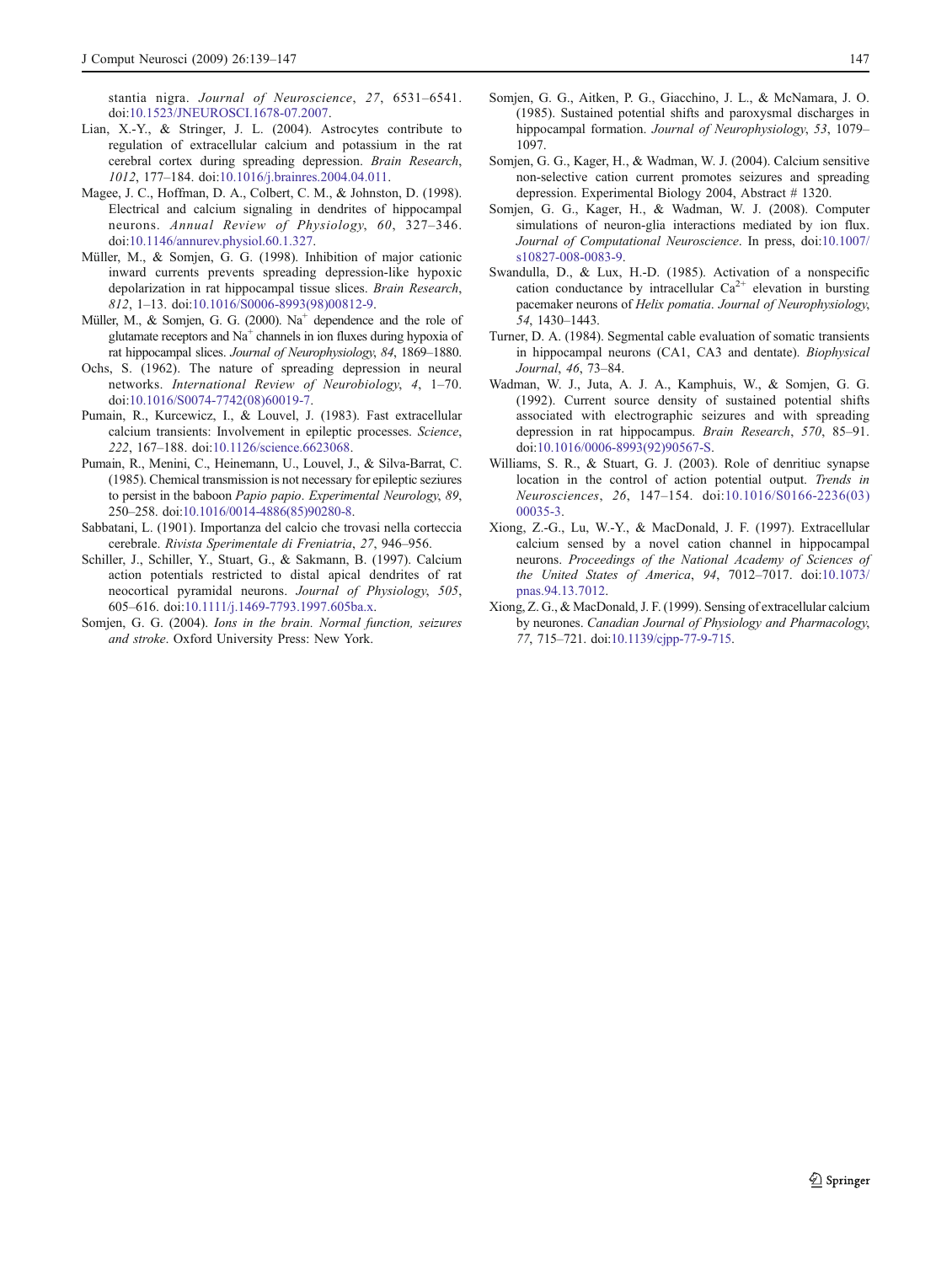stantia nigra. *Journal of Neuroscience*, *27*, 6531–6541. doi:10.1523/JNEUROSCI.1678-07.2007.

Lian, X.-Y., & Stringer, J. L. (2004). Astrocytes contribute to regulation of extracellular calcium and potassium in the rat cerebral cortex during spreading depression. *Brain Research*, *1012*, 177–184. doi:10.1016/j.brainres.2004.04.011.

Magee, J. C., Hoffman, D. A., Colbert, C. M., & Johnston, D. (1998). Electrical and calcium signaling in dendrites of hippocampal neurons. *Annual Review of Physiology*, *60*, 327–346. doi:10.1146/annurev.physiol.60.1.327.

Müller, M., & Somjen, G. G. (1998). Inhibition of major cationic inward currents prevents spreading depression-like hypoxic depolarization in rat hippocampal tissue slices. *Brain Research*, *812*, 1–13. doi:10.1016/S0006-8993(98)00812-9.

Müller, M., & Somjen, G. G. (2000). $Na^+$ dependence and the role of glutamate receptors and $Na^+$ channels in ion fluxes during hypoxia of rat hippocampal slices. *Journal of Neurophysiology*, *84*, 1869–1880.

Ochs, S. (1962). The nature of spreading depression in neural networks. *International Review of Neurobiology*, *4*, 1–70. doi:10.1016/S0074-7742(08)60019-7.

Pumain, R., Kurcewicz, I., & Louvel, J. (1983). Fast extracellular calcium transients: Involvement in epileptic processes. *Science*, *222*, 167–188. doi:10.1126/science.6623068.

Pumain, R., Menini, C., Heinemann, U., Louvel, J., & Silva-Barrat, C. (1985). Chemical transmission is not necessary for epileptic seziures to persist in the baboon *Papio papio*. *Experimental Neurology*, *89*, 250–258. doi:10.1016/0014-4886(85)90280-8.

Sabbatani, L. (1901). Importanza del calcio che trovasi nella corteccia cerebrale. *Rivista Sperimentale di Freniatria*, *27*, 946–956.

Schiller, J., Schiller, Y., Stuart, G., & Sakmann, B. (1997). Calcium action potentials restricted to distal apical dendrites of rat neocortical pyramidal neurons. *Journal of Physiology*, *505*, 605–616. doi:10.1111/j.1469-7793.1997.605ba.x.

Somjen, G. G. (2004). *Ions in the brain. Normal function, seizures and stroke*. Oxford University Press: New York.

Somjen, G. G., Aitken, P. G., Giacchino, J. L., & McNamara, J. O. (1985). Sustained potential shifts and paroxysmal discharges in hippocampal formation. *Journal of Neurophysiology*, *53*, 1079–1097.

Somjen, G. G., Kager, H., & Wadman, W. J. (2004). Calcium sensitive non-selective cation current promotes seizures and spreading depression. Experimental Biology 2004, Abstract # 1320.

Somjen, G. G., Kager, H., & Wadman, W. J. (2008). Computer simulations of neuron-glia interactions mediated by ion flux. *Journal of Computational Neuroscience*. In press, doi:10.1007/s10827-008-0083-9.

Swandulla, D., & Lux, H.-D. (1985). Activation of a nonspecific cation conductance by intracellular $Ca^{2+}$ elevation in bursting pacemaker neurons of *Helix pomatia*. *Journal of Neurophysiology*, *54*, 1430–1443.

Turner, D. A. (1984). Segmental cable evaluation of somatic transients in hippocampal neurons (CA1, CA3 and dentate). *Biophysical Journal*, *46*, 73–84.

Wadman, W. J., Juta, A. J. A., Kamphuis, W., & Somjen, G. G. (1992). Current source density of sustained potential shifts associated with electrographic seizures and with spreading depression in rat hippocampus. *Brain Research*, *570*, 85–91. doi:10.1016/0006-8993(92)90567-S.

Williams, S. R., & Stuart, G. J. (2003). Role of denritiuc synapse location in the control of action potential output. *Trends in Neurosciences*, *26*, 147–154. doi:10.1016/S0166-2236(03)00035-3.

Xiong, Z.-G., Lu, W.-Y., & MacDonald, J. F. (1997). Extracellular calcium sensed by a novel cation channel in hippocampal neurons. *Proceedings of the National Academy of Sciences of the United States of America*, *94*, 7012–7017. doi:10.1073/pnas.94.13.7012.

Xiong, Z. G., & MacDonald, J. F. (1999). Sensing of extracellular calcium by neurones. *Canadian Journal of Physiology and Pharmacology*, *77*, 715–721. doi:10.1139/cjpp-77-9-715.